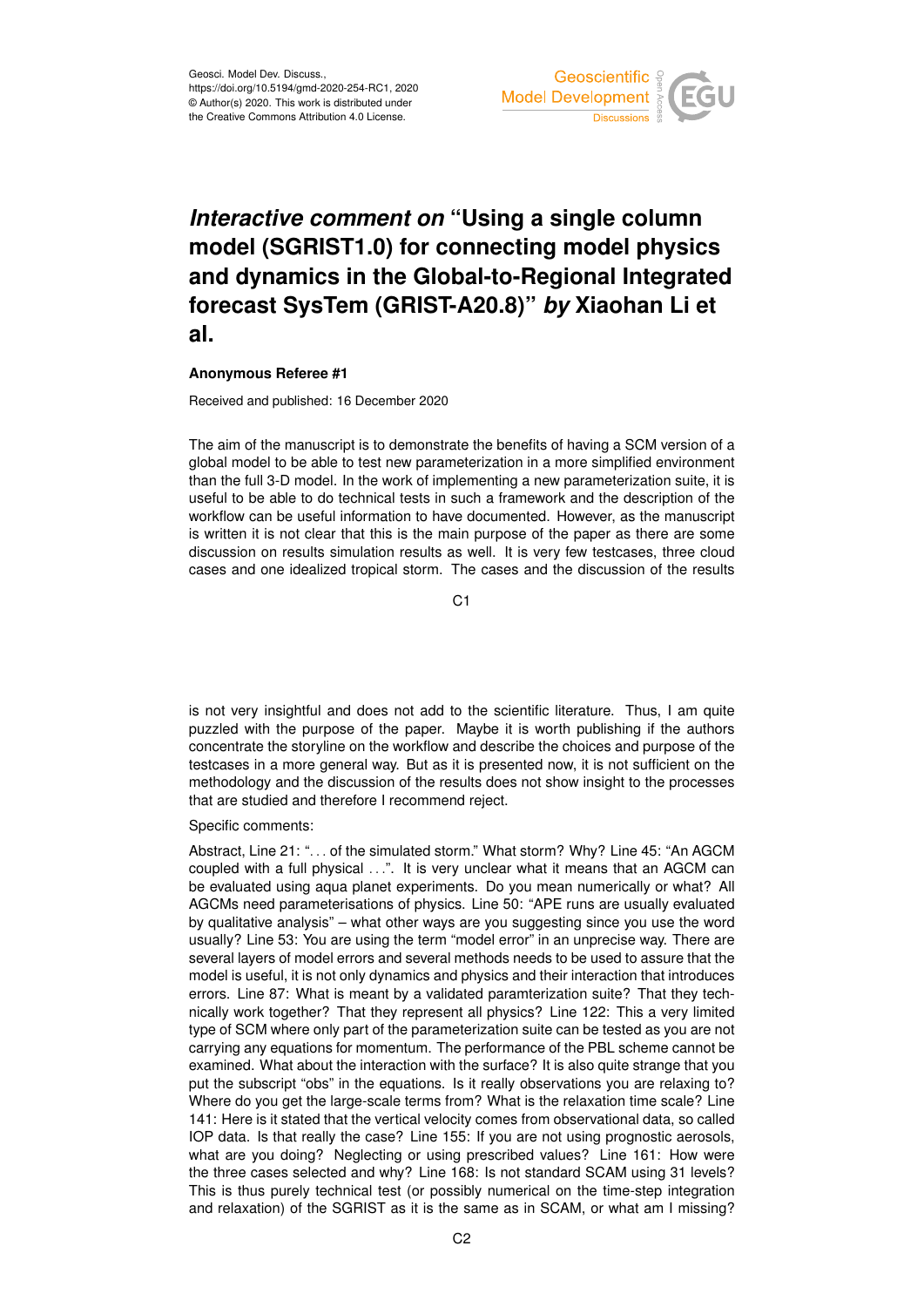# *Interactive comment on* "Using a single column model (SGRIST1.0) for connecting model physics and dynamics in the Global-to-Regional Integrated forecast SysTem (GRIST-A20.8)" *by* Xiaohan Li et al.

**Anonymous Referee #1**

Received and published: 16 December 2020

The aim of the manuscript is to demonstrate the benefits of having a SCM version of a global model to be able to test new parameterization in a more simplified environment than the full 3-D model. In the work of implementing a new parameterization suite, it is useful to be able to do technical tests in such a framework and the description of the workflow can be useful information to have documented. However, as the manuscript is written it is not clear that this is the main purpose of the paper as there are some discussion on results simulation results as well. It is very few testcases, three cloud cases and one idealized tropical storm. The cases and the discussion of the results is not very insightful and does not add to the scientific literature. Thus, I am quite puzzled with the purpose of the paper. Maybe it is worth publishing if the authors concentrate the storyline on the workflow and describe the choices and purpose of the testcases in a more general way. But as it is presented now, it is not sufficient on the methodology and the discussion of the results does not show insight to the processes that are studied and therefore I recommend reject.

Specific comments:

Abstract, Line 21: "... of the simulated storm." What storm? Why? Line 45: "An AGCM coupled with a full physical ...". It is very unclear what it means that an AGCM can be evaluated using aqua planet experiments. Do you mean numerically or what? All AGCMs need parameterisations of physics. Line 50: "APE runs are usually evaluated by qualitative analysis" – what other ways are you suggesting since you use the word usually? Line 53: You are using the term "model error" in an unprecise way. There are several layers of model errors and several methods needs to be used to assure that the model is useful, it is not only dynamics and physics and their interaction that introduces errors. Line 87: What is meant by a validated paramterization suite? That they technically work together? That they represent all physics? Line 122: This a very limited type of SCM where only part of the parameterization suite can be tested as you are not carrying any equations for momentum. The performance of the PBL scheme cannot be examined. What about the interaction with the surface? It is also quite strange that you put the subscript "obs" in the equations. Is it really observations you are relaxing to? Where do you get the large-scale terms from? What is the relaxation time scale? Line 141: Here is it stated that the vertical velocity comes from observational data, so called IOP data. Is that really the case? Line 155: If you are not using prognostic aerosols, what are you doing? Neglecting or using prescribed values? Line 161: How were the three cases selected and why? Line 168: Is not standard SCAM using 31 levels? This is thus purely technical test (or possibly numerical on the time-step integration and relaxation) of the SGRIST as it is the same as in SCAM, or what am I missing?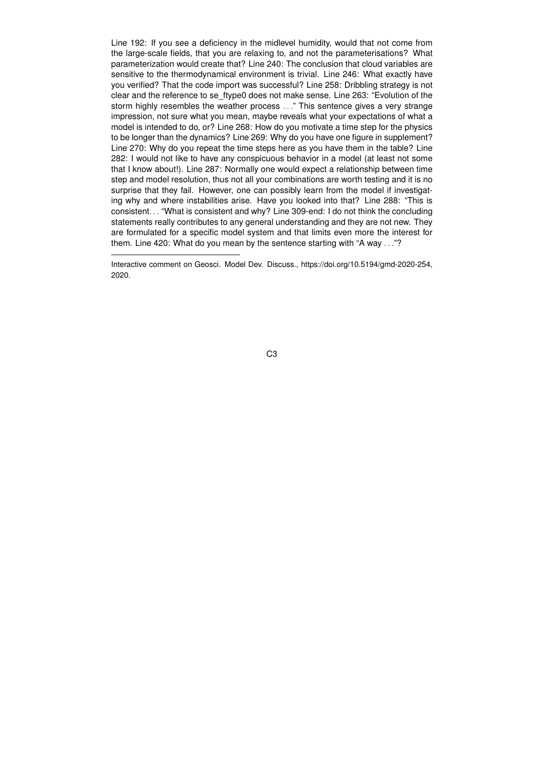Line 192: If you see a deficiency in the midlevel humidity, would that not come from the large-scale fields, that you are relaxing to, and not the parameterisations? What parameterization would create that? Line 240: The conclusion that cloud variables are sensitive to the thermodynamical environment is trivial. Line 246: What exactly have you verified? That the code import was successful? Line 258: Dribbling strategy is not clear and the reference to se_ftype0 does not make sense. Line 263: "Evolution of the storm highly resembles the weather process . . ." This sentence gives a very strange impression, not sure what you mean, maybe reveals what your expectations of what a model is intended to do, or? Line 268: How do you motivate a time step for the physics to be longer than the dynamics? Line 269: Why do you have one figure in supplement? Line 270: Why do you repeat the time steps here as you have them in the table? Line 282: I would not like to have any conspicuous behavior in a model (at least not some that I know about!). Line 287: Normally one would expect a relationship between time step and model resolution, thus not all your combinations are worth testing and it is no surprise that they fail. However, one can possibly learn from the model if investigating why and where instabilities arise. Have you looked into that? Line 288: "This is consistent. . . "What is consistent and why? Line 309-end: I do not think the concluding statements really contributes to any general understanding and they are not new. They are formulated for a specific model system and that limits even more the interest for them. Line 420: What do you mean by the sentence starting with "A way . . ."?

---

Interactive comment on Geosci. Model Dev. Discuss., https://doi.org/10.5194/gmd-2020-254, 2020.